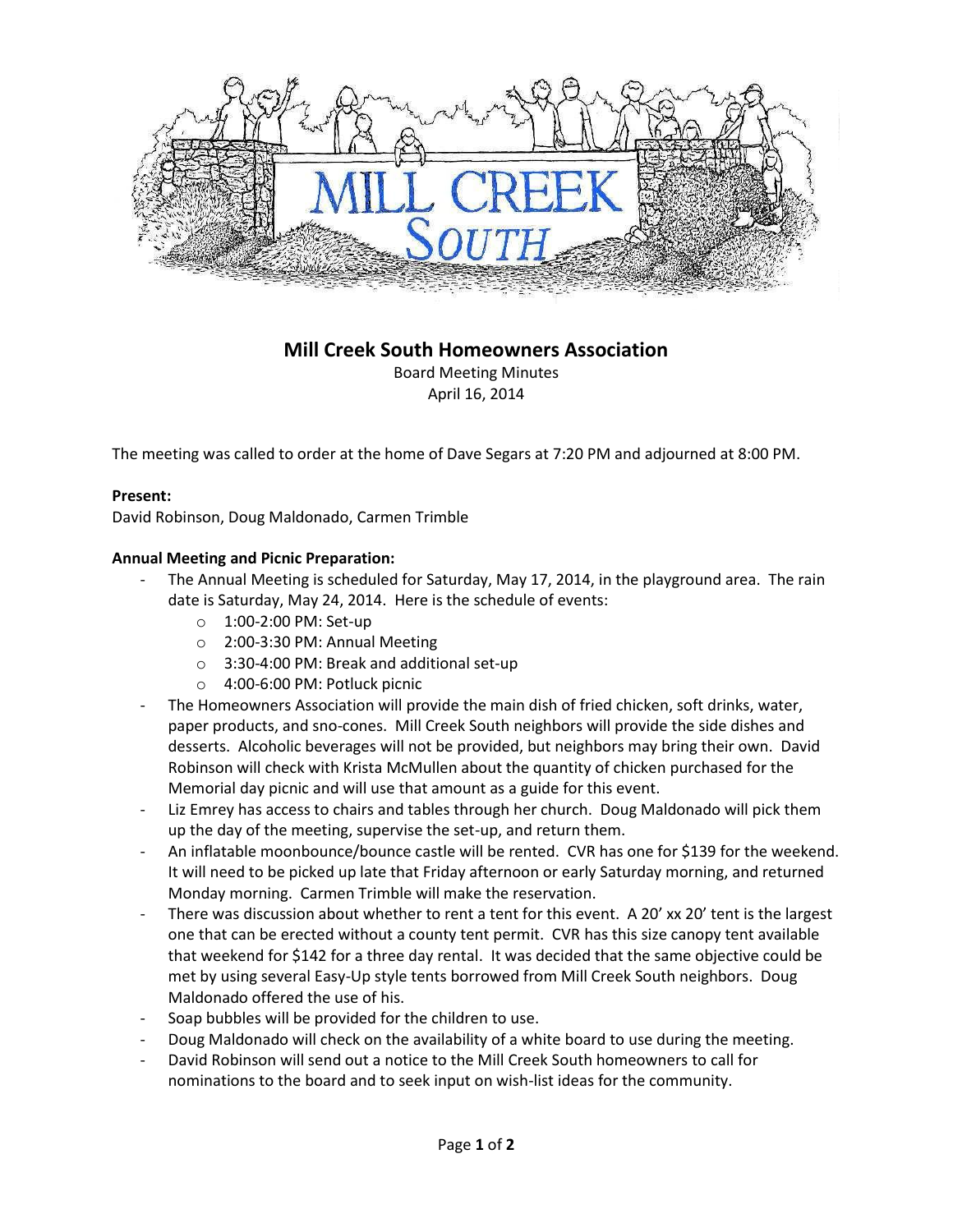# Mill Creek South Homeowners Association

Board Meeting Minutes
April 16, 2014

The meeting was called to order at the home of Dave Segars at 7:20 PM and adjourned at 8:00 PM.

**Present:**
David Robinson, Doug Maldonado, Carmen Trimble

**Annual Meeting and Picnic Preparation:**

- The Annual Meeting is scheduled for Saturday, May 17, 2014, in the playground area. The rain date is Saturday, May 24, 2014. Here is the schedule of events:
  - 1:00-2:00 PM: Set-up
  - 2:00-3:30 PM: Annual Meeting
  - 3:30-4:00 PM: Break and additional set-up
  - 4:00-6:00 PM: Potluck picnic
- The Homeowners Association will provide the main dish of fried chicken, soft drinks, water, paper products, and sno-cones. Mill Creek South neighbors will provide the side dishes and desserts. Alcoholic beverages will not be provided, but neighbors may bring their own. David Robinson will check with Krista McMullen about the quantity of chicken purchased for the Memorial day picnic and will use that amount as a guide for this event.
- Liz Emrey has access to chairs and tables through her church. Doug Maldonado will pick them up the day of the meeting, supervise the set-up, and return them.
- An inflatable moonbounce/bounce castle will be rented. CVR has one for $139 for the weekend. It will need to be picked up late that Friday afternoon or early Saturday morning, and returned Monday morning. Carmen Trimble will make the reservation.
- There was discussion about whether to rent a tent for this event. A 20' xx 20' tent is the largest one that can be erected without a county tent permit. CVR has this size canopy tent available that weekend for $142 for a three day rental. It was decided that the same objective could be met by using several Easy-Up style tents borrowed from Mill Creek South neighbors. Doug Maldonado offered the use of his.
- Soap bubbles will be provided for the children to use.
- Doug Maldonado will check on the availability of a white board to use during the meeting.
- David Robinson will send out a notice to the Mill Creek South homeowners to call for nominations to the board and to seek input on wish-list ideas for the community.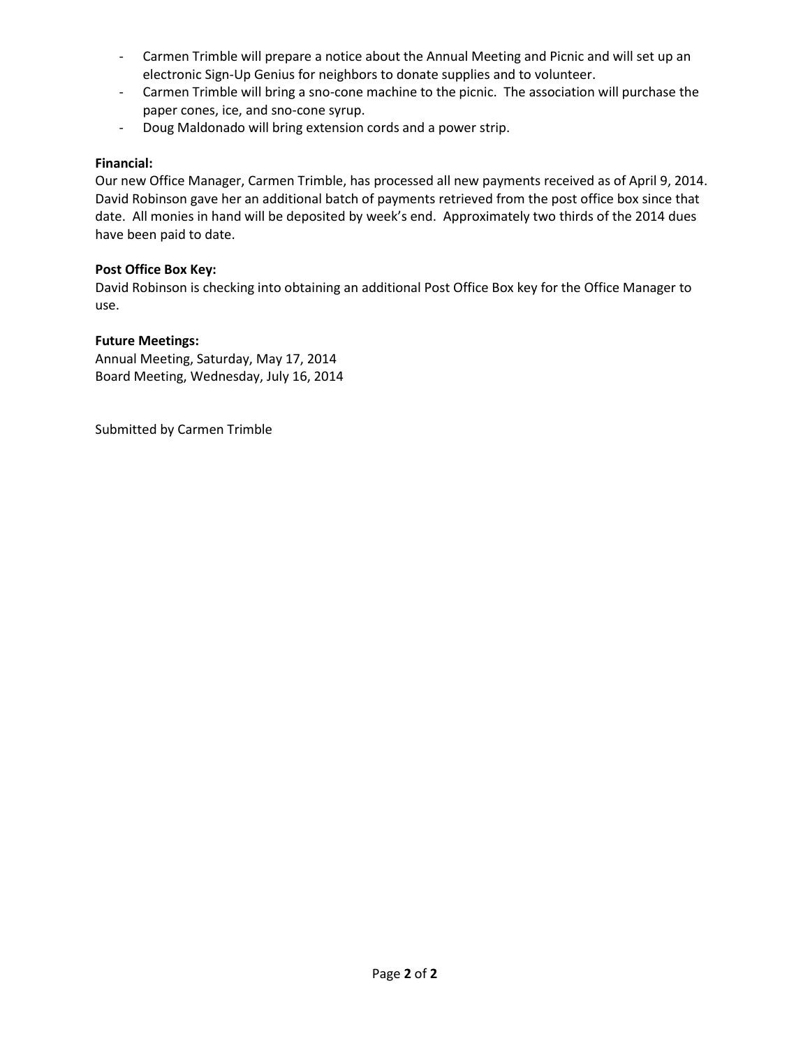- Carmen Trimble will prepare a notice about the Annual Meeting and Picnic and will set up an electronic Sign-Up Genius for neighbors to donate supplies and to volunteer.
- Carmen Trimble will bring a sno-cone machine to the picnic. The association will purchase the paper cones, ice, and sno-cone syrup.
- Doug Maldonado will bring extension cords and a power strip.

**Financial:**

Our new Office Manager, Carmen Trimble, has processed all new payments received as of April 9, 2014. David Robinson gave her an additional batch of payments retrieved from the post office box since that date. All monies in hand will be deposited by week's end. Approximately two thirds of the 2014 dues have been paid to date.

**Post Office Box Key:**

David Robinson is checking into obtaining an additional Post Office Box key for the Office Manager to use.

**Future Meetings:**

Annual Meeting, Saturday, May 17, 2014
Board Meeting, Wednesday, July 16, 2014

Submitted by Carmen Trimble